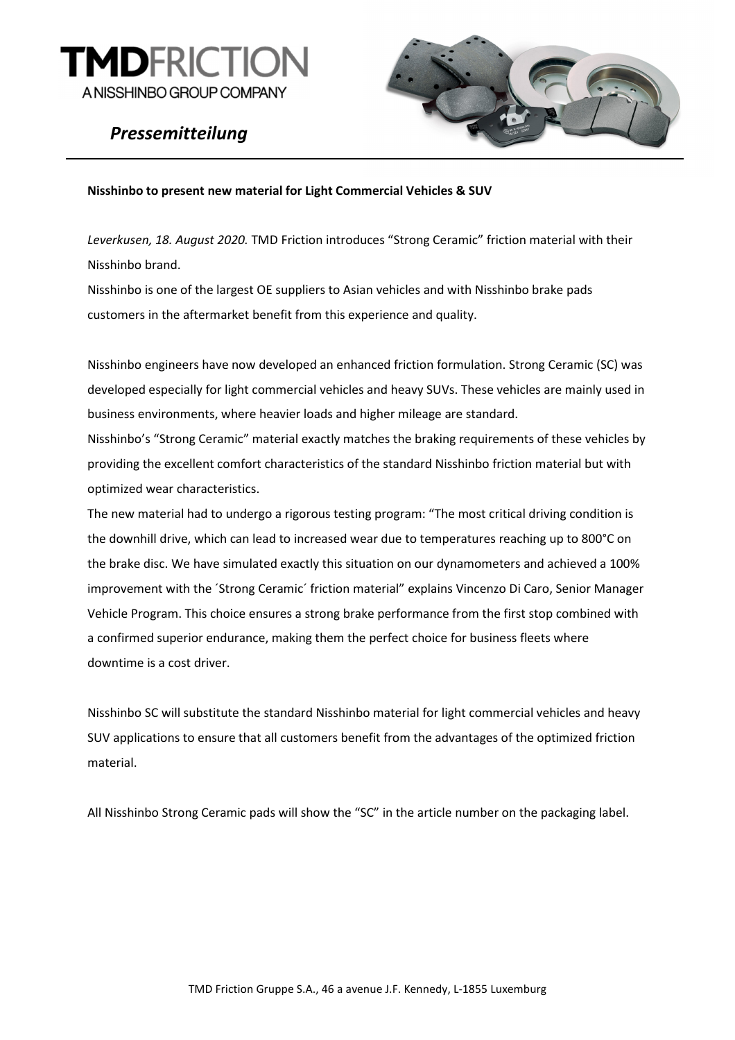# TMDFRICTION
A NISSHINBO GROUP COMPANY

*Pressemitteilung*

**Nisshinbo to present new material for Light Commercial Vehicles & SUV**

*Leverkusen, 18. August 2020.* TMD Friction introduces “Strong Ceramic” friction material with their Nisshinbo brand.
Nisshinbo is one of the largest OE suppliers to Asian vehicles and with Nisshinbo brake pads customers in the aftermarket benefit from this experience and quality.

Nisshinbo engineers have now developed an enhanced friction formulation. Strong Ceramic (SC) was developed especially for light commercial vehicles and heavy SUVs. These vehicles are mainly used in business environments, where heavier loads and higher mileage are standard.
Nisshinbo’s “Strong Ceramic” material exactly matches the braking requirements of these vehicles by providing the excellent comfort characteristics of the standard Nisshinbo friction material but with optimized wear characteristics.
The new material had to undergo a rigorous testing program: “The most critical driving condition is the downhill drive, which can lead to increased wear due to temperatures reaching up to 800°C on the brake disc. We have simulated exactly this situation on our dynamometers and achieved a 100% improvement with the ´Strong Ceramic´ friction material” explains Vincenzo Di Caro, Senior Manager Vehicle Program. This choice ensures a strong brake performance from the first stop combined with a confirmed superior endurance, making them the perfect choice for business fleets where downtime is a cost driver.

Nisshinbo SC will substitute the standard Nisshinbo material for light commercial vehicles and heavy SUV applications to ensure that all customers benefit from the advantages of the optimized friction material.

All Nisshinbo Strong Ceramic pads will show the “SC” in the article number on the packaging label.

TMD Friction Gruppe S.A., 46 a avenue J.F. Kennedy, L-1855 Luxemburg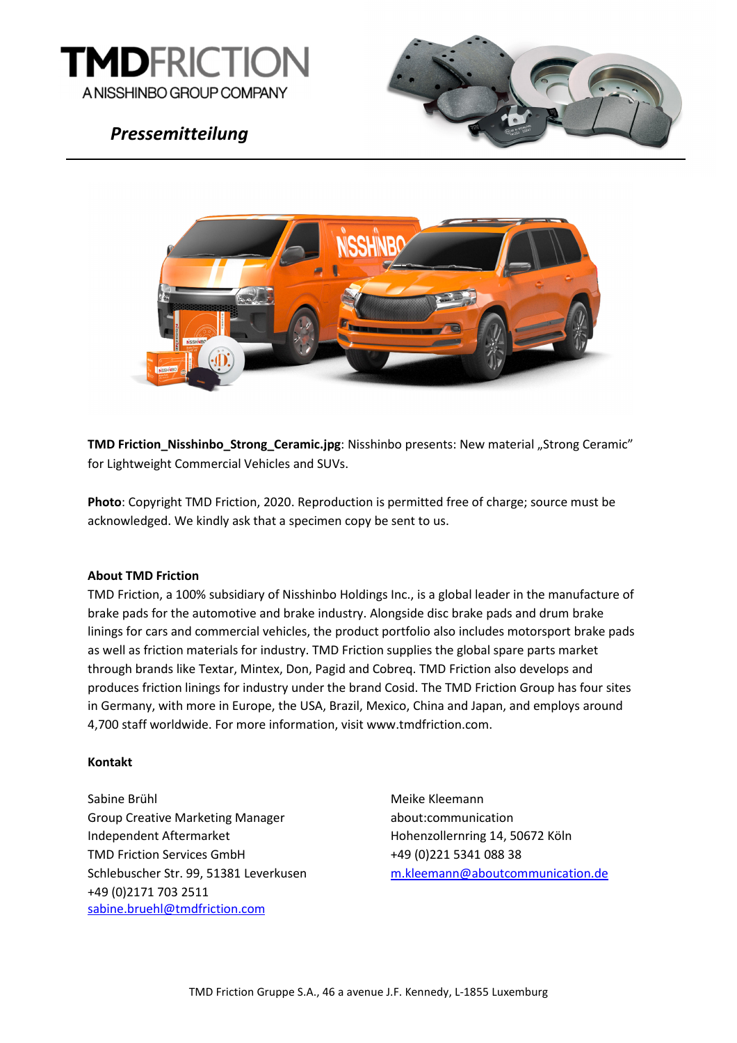**TMDFRICTION**

A NISSHINBO GROUP COMPANY

***Pressemitteilung***

**TMD Friction_Nisshinbo_Strong_Ceramic.jpg**: Nisshinbo presents: New material „Strong Ceramic" for Lightweight Commercial Vehicles and SUVs.

**Photo**: Copyright TMD Friction, 2020. Reproduction is permitted free of charge; source must be acknowledged. We kindly ask that a specimen copy be sent to us.

**About TMD Friction**

TMD Friction, a 100% subsidiary of Nisshinbo Holdings Inc., is a global leader in the manufacture of brake pads for the automotive and brake industry. Alongside disc brake pads and drum brake linings for cars and commercial vehicles, the product portfolio also includes motorsport brake pads as well as friction materials for industry. TMD Friction supplies the global spare parts market through brands like Textar, Mintex, Don, Pagid and Cobreq. TMD Friction also develops and produces friction linings for industry under the brand Cosid. The TMD Friction Group has four sites in Germany, with more in Europe, the USA, Brazil, Mexico, China and Japan, and employs around 4,700 staff worldwide. For more information, visit www.tmdfriction.com.

**Kontakt**

Sabine Brühl
Group Creative Marketing Manager
Independent Aftermarket
TMD Friction Services GmbH
Schlebuscher Str. 99, 51381 Leverkusen
+49 (0)2171 703 2511
sabine.bruehl@tmdfriction.com

Meike Kleemann
about:communication
Hohenzollernring 14, 50672 Köln
+49 (0)221 5341 088 38
m.kleemann@aboutcommunication.de

TMD Friction Gruppe S.A., 46 a avenue J.F. Kennedy, L-1855 Luxemburg